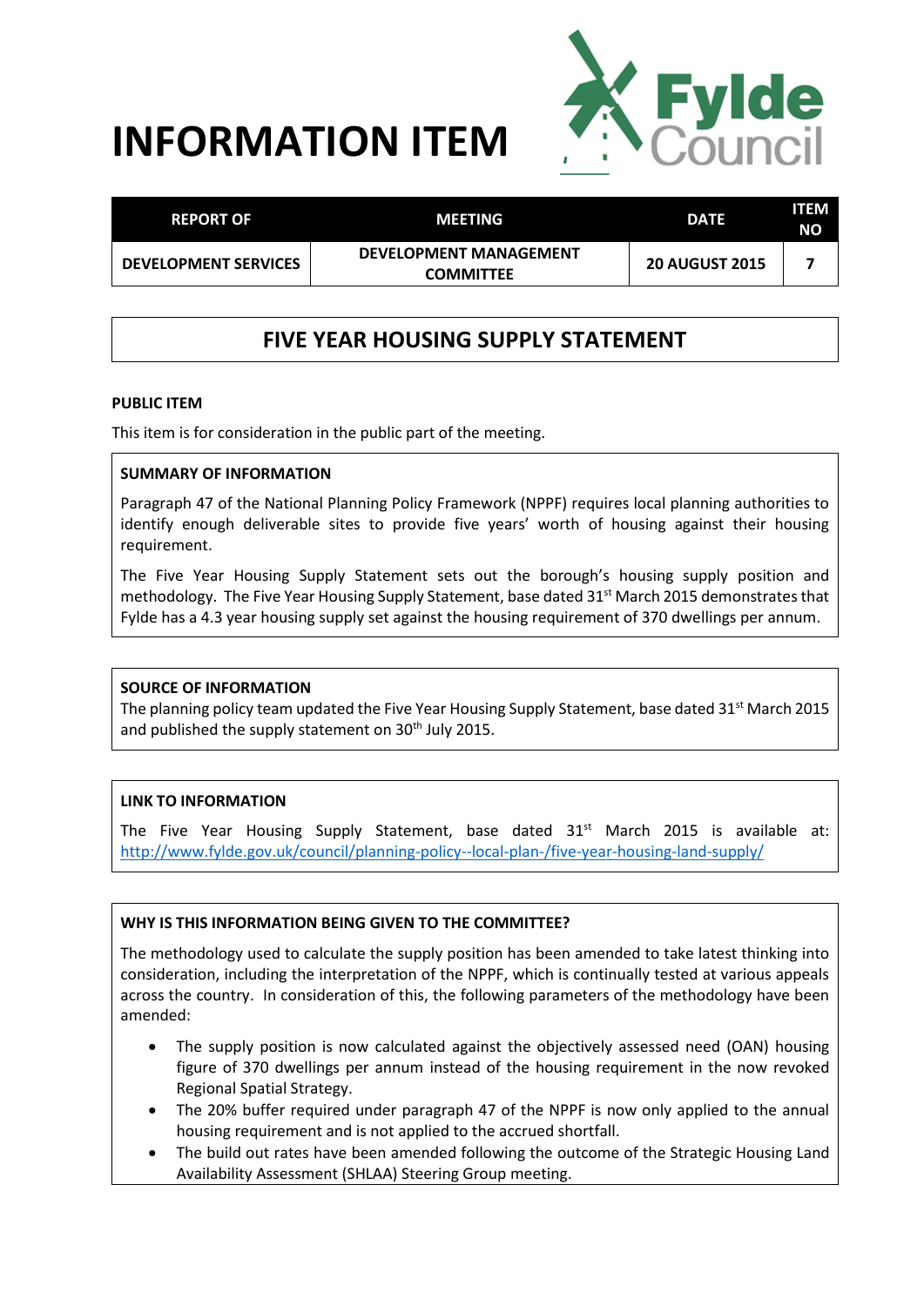# INFORMATION ITEM

| REPORT OF | MEETING | DATE | ITEM NO |
|---|---|---|---|
| DEVELOPMENT SERVICES | DEVELOPMENT MANAGEMENT COMMITTEE | 20 AUGUST 2015 | 7 |

## FIVE YEAR HOUSING SUPPLY STATEMENT

**PUBLIC ITEM**

This item is for consideration in the public part of the meeting.

**SUMMARY OF INFORMATION**

Paragraph 47 of the National Planning Policy Framework (NPPF) requires local planning authorities to identify enough deliverable sites to provide five years' worth of housing against their housing requirement.

The Five Year Housing Supply Statement sets out the borough's housing supply position and methodology. The Five Year Housing Supply Statement, base dated 31st March 2015 demonstrates that Fylde has a 4.3 year housing supply set against the housing requirement of 370 dwellings per annum.

**SOURCE OF INFORMATION**

The planning policy team updated the Five Year Housing Supply Statement, base dated 31st March 2015 and published the supply statement on 30th July 2015.

**LINK TO INFORMATION**

The Five Year Housing Supply Statement, base dated 31st March 2015 is available at: http://www.fylde.gov.uk/council/planning-policy--local-plan-/five-year-housing-land-supply/

**WHY IS THIS INFORMATION BEING GIVEN TO THE COMMITTEE?**

The methodology used to calculate the supply position has been amended to take latest thinking into consideration, including the interpretation of the NPPF, which is continually tested at various appeals across the country. In consideration of this, the following parameters of the methodology have been amended:

- The supply position is now calculated against the objectively assessed need (OAN) housing figure of 370 dwellings per annum instead of the housing requirement in the now revoked Regional Spatial Strategy.
- The 20% buffer required under paragraph 47 of the NPPF is now only applied to the annual housing requirement and is not applied to the accrued shortfall.
- The build out rates have been amended following the outcome of the Strategic Housing Land Availability Assessment (SHLAA) Steering Group meeting.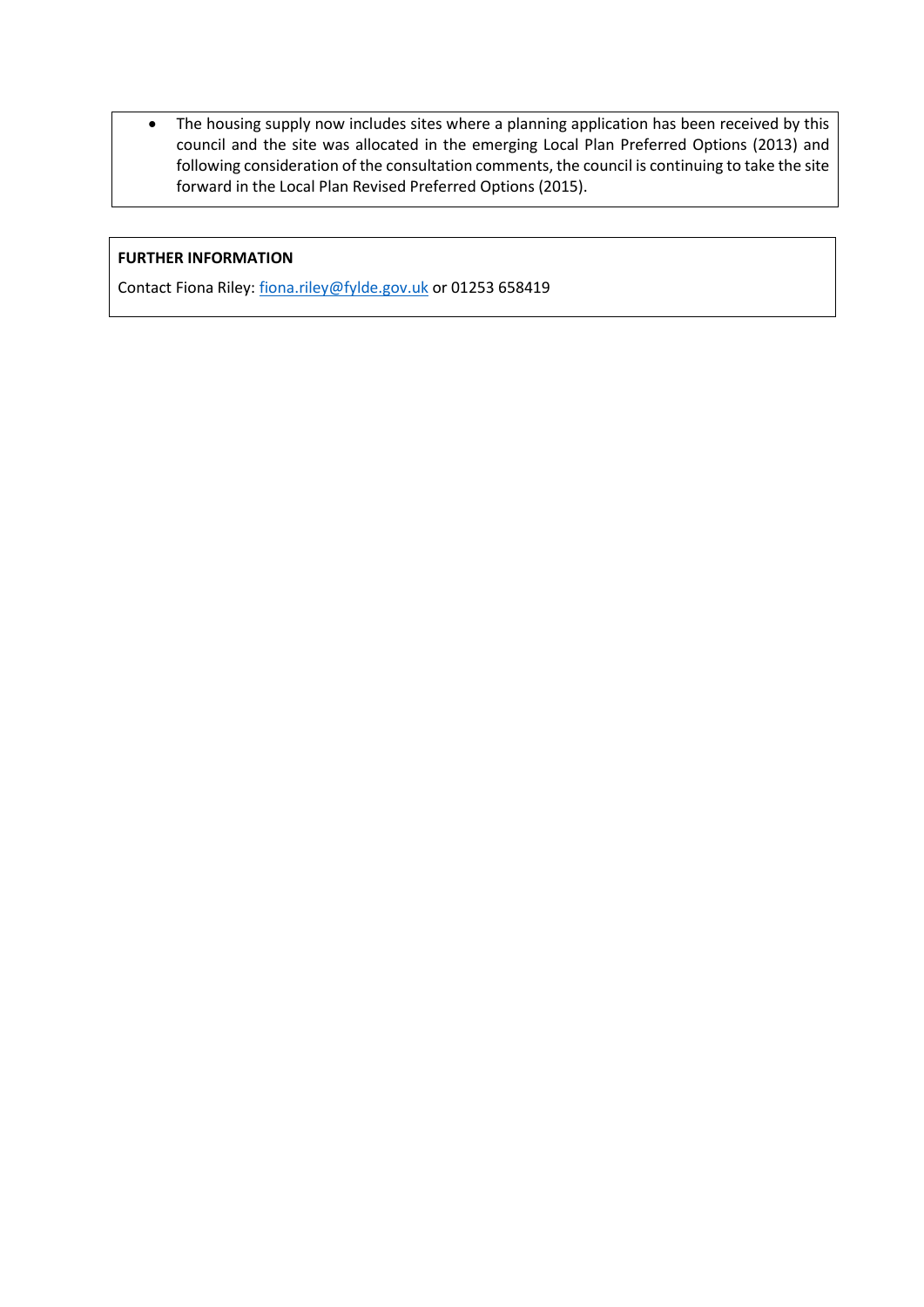- The housing supply now includes sites where a planning application has been received by this council and the site was allocated in the emerging Local Plan Preferred Options (2013) and following consideration of the consultation comments, the council is continuing to take the site forward in the Local Plan Revised Preferred Options (2015).

**FURTHER INFORMATION**

Contact Fiona Riley: fiona.riley@fylde.gov.uk or 01253 658419